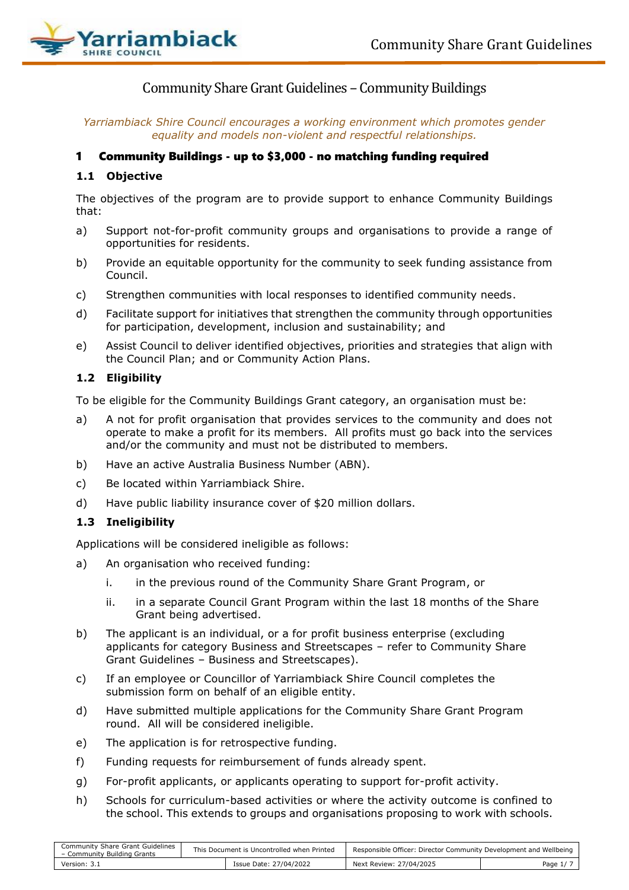# Community Share Grant Guidelines – Community Buildings

*Yarriambiack Shire Council encourages a working environment which promotes gender equality and models non-violent and respectful relationships.*

## 1 Community Buildings - up to $3,000 - no matching funding required

### 1.1 Objective

The objectives of the program are to provide support to enhance Community Buildings that:

a) Support not-for-profit community groups and organisations to provide a range of opportunities for residents.

b) Provide an equitable opportunity for the community to seek funding assistance from Council.

c) Strengthen communities with local responses to identified community needs.

d) Facilitate support for initiatives that strengthen the community through opportunities for participation, development, inclusion and sustainability; and

e) Assist Council to deliver identified objectives, priorities and strategies that align with the Council Plan; and or Community Action Plans.

### 1.2 Eligibility

To be eligible for the Community Buildings Grant category, an organisation must be:

a) A not for profit organisation that provides services to the community and does not operate to make a profit for its members. All profits must go back into the services and/or the community and must not be distributed to members.

b) Have an active Australia Business Number (ABN).

c) Be located within Yarriambiack Shire.

d) Have public liability insurance cover of $20 million dollars.

### 1.3 Ineligibility

Applications will be considered ineligible as follows:

a) An organisation who received funding:

   i. in the previous round of the Community Share Grant Program, or

   ii. in a separate Council Grant Program within the last 18 months of the Share Grant being advertised.

b) The applicant is an individual, or a for profit business enterprise (excluding applicants for category Business and Streetscapes – refer to Community Share Grant Guidelines – Business and Streetscapes).

c) If an employee or Councillor of Yarriambiack Shire Council completes the submission form on behalf of an eligible entity.

d) Have submitted multiple applications for the Community Share Grant Program round. All will be considered ineligible.

e) The application is for retrospective funding.

f) Funding requests for reimbursement of funds already spent.

g) For-profit applicants, or applicants operating to support for-profit activity.

h) Schools for curriculum-based activities or where the activity outcome is confined to the school. This extends to groups and organisations proposing to work with schools.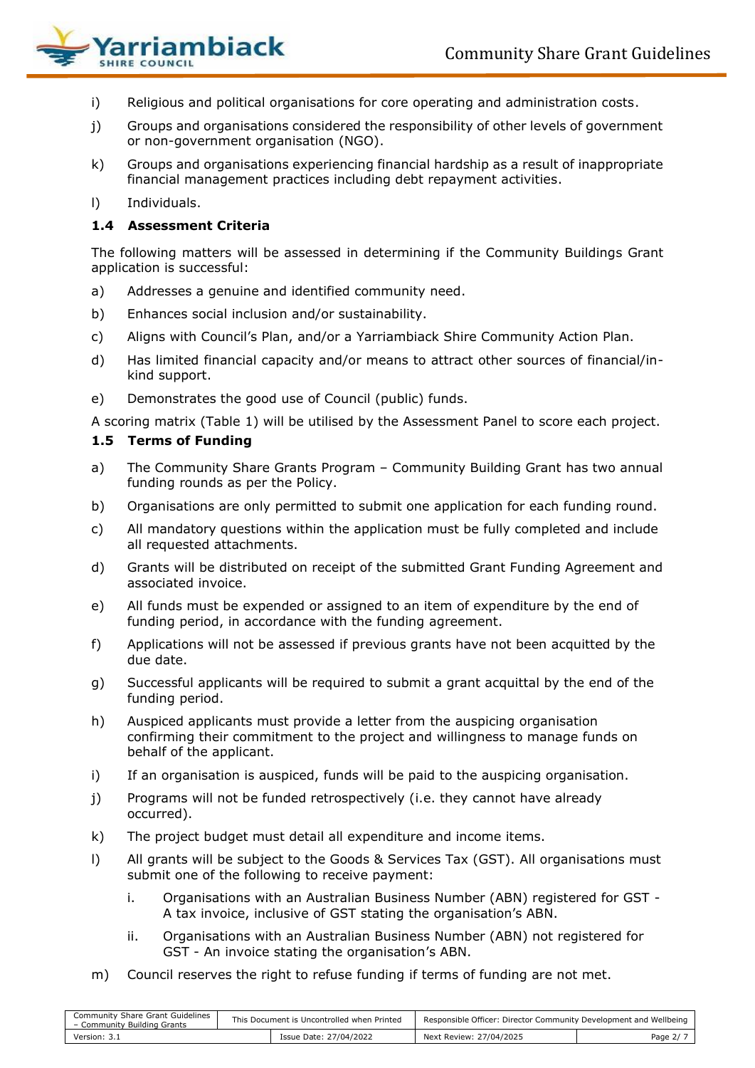i) Religious and political organisations for core operating and administration costs.

j) Groups and organisations considered the responsibility of other levels of government or non-government organisation (NGO).

k) Groups and organisations experiencing financial hardship as a result of inappropriate financial management practices including debt repayment activities.

l) Individuals.

### 1.4 Assessment Criteria

The following matters will be assessed in determining if the Community Buildings Grant application is successful:

a) Addresses a genuine and identified community need.

b) Enhances social inclusion and/or sustainability.

c) Aligns with Council's Plan, and/or a Yarriambiack Shire Community Action Plan.

d) Has limited financial capacity and/or means to attract other sources of financial/in-kind support.

e) Demonstrates the good use of Council (public) funds.

A scoring matrix (Table 1) will be utilised by the Assessment Panel to score each project.

### 1.5 Terms of Funding

a) The Community Share Grants Program – Community Building Grant has two annual funding rounds as per the Policy.

b) Organisations are only permitted to submit one application for each funding round.

c) All mandatory questions within the application must be fully completed and include all requested attachments.

d) Grants will be distributed on receipt of the submitted Grant Funding Agreement and associated invoice.

e) All funds must be expended or assigned to an item of expenditure by the end of funding period, in accordance with the funding agreement.

f) Applications will not be assessed if previous grants have not been acquitted by the due date.

g) Successful applicants will be required to submit a grant acquittal by the end of the funding period.

h) Auspiced applicants must provide a letter from the auspicing organisation confirming their commitment to the project and willingness to manage funds on behalf of the applicant.

i) If an organisation is auspiced, funds will be paid to the auspicing organisation.

j) Programs will not be funded retrospectively (i.e. they cannot have already occurred).

k) The project budget must detail all expenditure and income items.

l) All grants will be subject to the Goods & Services Tax (GST). All organisations must submit one of the following to receive payment:

   i. Organisations with an Australian Business Number (ABN) registered for GST - A tax invoice, inclusive of GST stating the organisation's ABN.

   ii. Organisations with an Australian Business Number (ABN) not registered for GST - An invoice stating the organisation's ABN.

m) Council reserves the right to refuse funding if terms of funding are not met.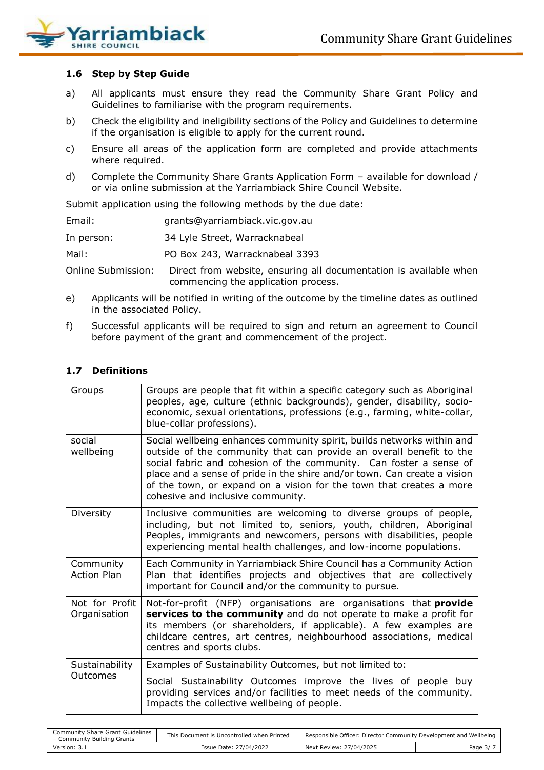### 1.6 Step by Step Guide

a) All applicants must ensure they read the Community Share Grant Policy and Guidelines to familiarise with the program requirements.

b) Check the eligibility and ineligibility sections of the Policy and Guidelines to determine if the organisation is eligible to apply for the current round.

c) Ensure all areas of the application form are completed and provide attachments where required.

d) Complete the Community Share Grants Application Form – available for download / or via online submission at the Yarriambiack Shire Council Website.

Submit application using the following methods by the due date:

Email: grants@yarriambiack.vic.gov.au

In person: 34 Lyle Street, Warracknabeal

Mail: PO Box 243, Warracknabeal 3393

Online Submission: Direct from website, ensuring all documentation is available when commencing the application process.

e) Applicants will be notified in writing of the outcome by the timeline dates as outlined in the associated Policy.

f) Successful applicants will be required to sign and return an agreement to Council before payment of the grant and commencement of the project.

### 1.7 Definitions

| | |
|---|---|
| Groups | Groups are people that fit within a specific category such as Aboriginal peoples, age, culture (ethnic backgrounds), gender, disability, socio-economic, sexual orientations, professions (e.g., farming, white-collar, blue-collar professions). |
| social wellbeing | Social wellbeing enhances community spirit, builds networks within and outside of the community that can provide an overall benefit to the social fabric and cohesion of the community. Can foster a sense of place and a sense of pride in the shire and/or town. Can create a vision of the town, or expand on a vision for the town that creates a more cohesive and inclusive community. |
| Diversity | Inclusive communities are welcoming to diverse groups of people, including, but not limited to, seniors, youth, children, Aboriginal Peoples, immigrants and newcomers, persons with disabilities, people experiencing mental health challenges, and low-income populations. |
| Community Action Plan | Each Community in Yarriambiack Shire Council has a Community Action Plan that identifies projects and objectives that are collectively important for Council and/or the community to pursue. |
| Not for Profit Organisation | Not-for-profit (NFP) organisations are organisations that **provide services to the community** and do not operate to make a profit for its members (or shareholders, if applicable). A few examples are childcare centres, art centres, neighbourhood associations, medical centres and sports clubs. |
| Sustainability Outcomes | Examples of Sustainability Outcomes, but not limited to:<br><br>Social Sustainability Outcomes improve the lives of people buy providing services and/or facilities to meet needs of the community. Impacts the collective wellbeing of people. |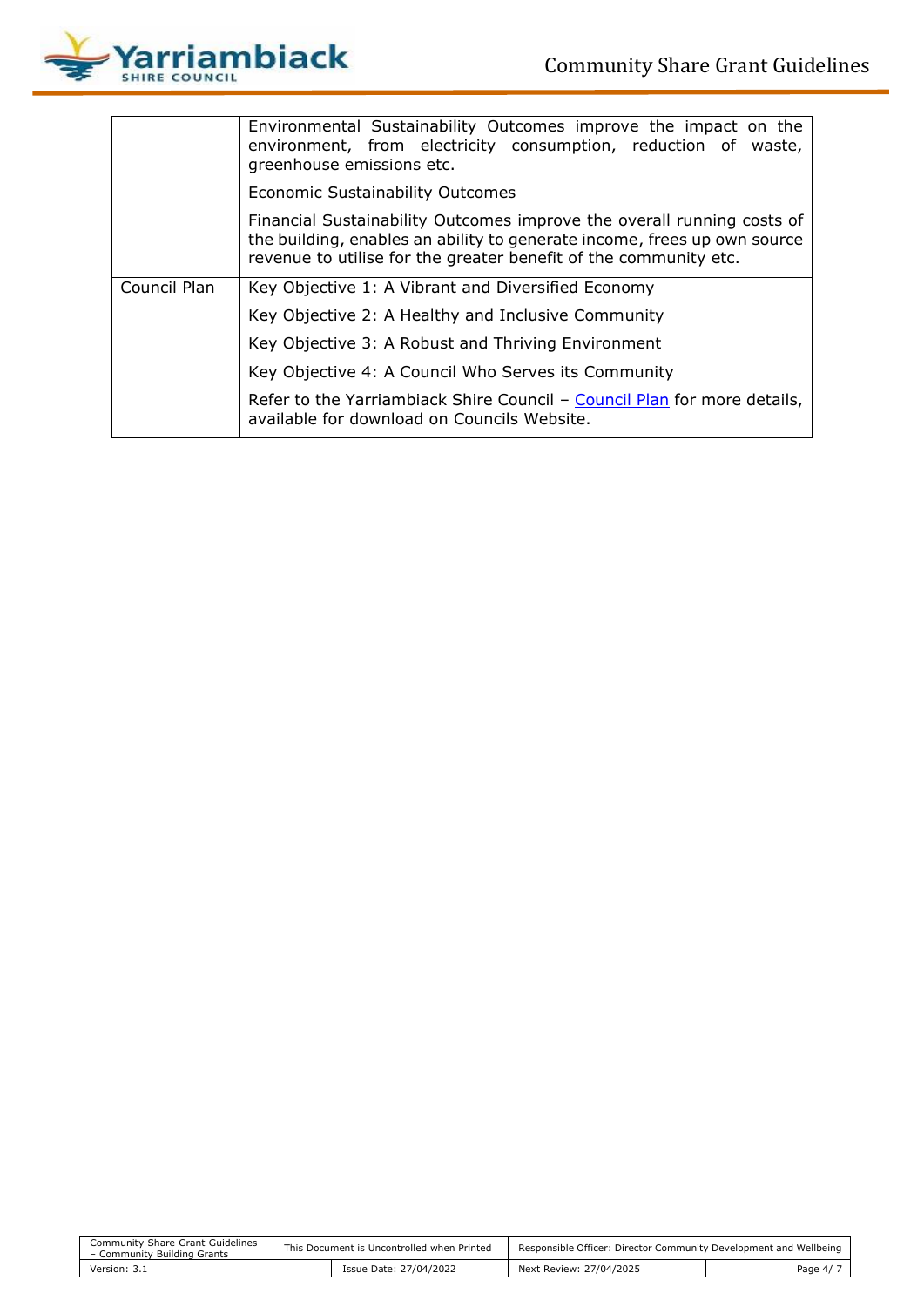| | |
|---|---|
| | Environmental Sustainability Outcomes improve the impact on the environment, from electricity consumption, reduction of waste, greenhouse emissions etc.<br><br>Economic Sustainability Outcomes<br><br>Financial Sustainability Outcomes improve the overall running costs of the building, enables an ability to generate income, frees up own source revenue to utilise for the greater benefit of the community etc. |
| Council Plan | Key Objective 1: A Vibrant and Diversified Economy<br><br>Key Objective 2: A Healthy and Inclusive Community<br><br>Key Objective 3: A Robust and Thriving Environment<br><br>Key Objective 4: A Council Who Serves its Community<br><br>Refer to the Yarriambiack Shire Council – Council Plan for more details, available for download on Councils Website. |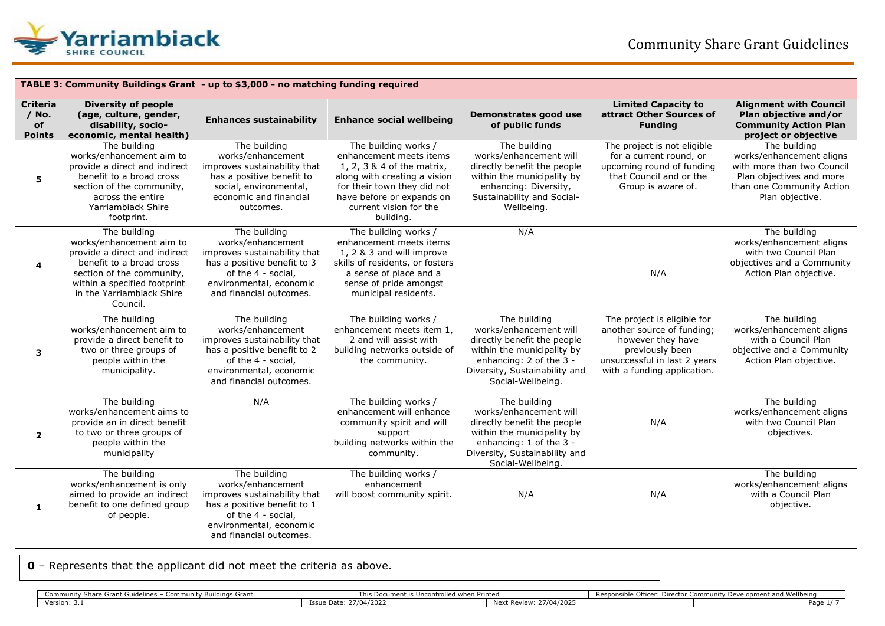**TABLE 3: Community Buildings Grant - up to $3,000 - no matching funding required**

| Criteria / No. of Points | Diversity of people (age, culture, gender, disability, socio-economic, mental health) | Enhances sustainability | Enhance social wellbeing | Demonstrates good use of public funds | Limited Capacity to attract Other Sources of Funding | Alignment with Council Plan objective and/or Community Action Plan project or objective |
|---|---|---|---|---|---|---|
| 5 | The building works/enhancement aim to provide a direct and indirect benefit to a broad cross section of the community, across the entire Yarriambiack Shire footprint. | The building works/enhancement improves sustainability that has a positive benefit to social, environmental, economic and financial outcomes. | The building works / enhancement meets items 1, 2, 3 & 4 of the matrix, along with creating a vision for their town they did not have before or expands on current vision for the building. | The building works/enhancement will directly benefit the people within the municipality by enhancing: Diversity, Sustainability and Social-Wellbeing. | The project is not eligible for a current round, or upcoming round of funding that Council and or the Group is aware of. | The building works/enhancement aligns with more than two Council Plan objectives and more than one Community Action Plan objective. |
| 4 | The building works/enhancement aim to provide a direct and indirect benefit to a broad cross section of the community, within a specified footprint in the Yarriambiack Shire Council. | The building works/enhancement improves sustainability that has a positive benefit to 3 of the 4 - social, environmental, economic and financial outcomes. | The building works / enhancement meets items 1, 2 & 3 and will improve skills of residents, or fosters a sense of place and a sense of pride amongst municipal residents. | N/A | N/A | The building works/enhancement aligns with two Council Plan objectives and a Community Action Plan objective. |
| 3 | The building works/enhancement aim to provide a direct benefit to two or three groups of people within the municipality. | The building works/enhancement improves sustainability that has a positive benefit to 2 of the 4 - social, environmental, economic and financial outcomes. | The building works / enhancement meets item 1, 2 and will assist with building networks outside of the community. | The building works/enhancement will directly benefit the people within the municipality by enhancing: 2 of the 3 - Diversity, Sustainability and Social-Wellbeing. | The project is eligible for another source of funding; however they have previously been unsuccessful in last 2 years with a funding application. | The building works/enhancement aligns with a Council Plan objective and a Community Action Plan objective. |
| 2 | The building works/enhancement aims to provide an in direct benefit to two or three groups of people within the municipality | N/A | The building works / enhancement will enhance community spirit and will support building networks within the community. | The building works/enhancement will directly benefit the people within the municipality by enhancing: 1 of the 3 - Diversity, Sustainability and Social-Wellbeing. | N/A | The building works/enhancement aligns with two Council Plan objectives. |
| 1 | The building works/enhancement is only aimed to provide an indirect benefit to one defined group of people. | The building works/enhancement improves sustainability that has a positive benefit to 1 of the 4 - social, environmental, economic and financial outcomes. | The building works / enhancement will boost community spirit. | N/A | N/A | The building works/enhancement aligns with a Council Plan objective. |

**0** – Represents that the applicant did not meet the criteria as above.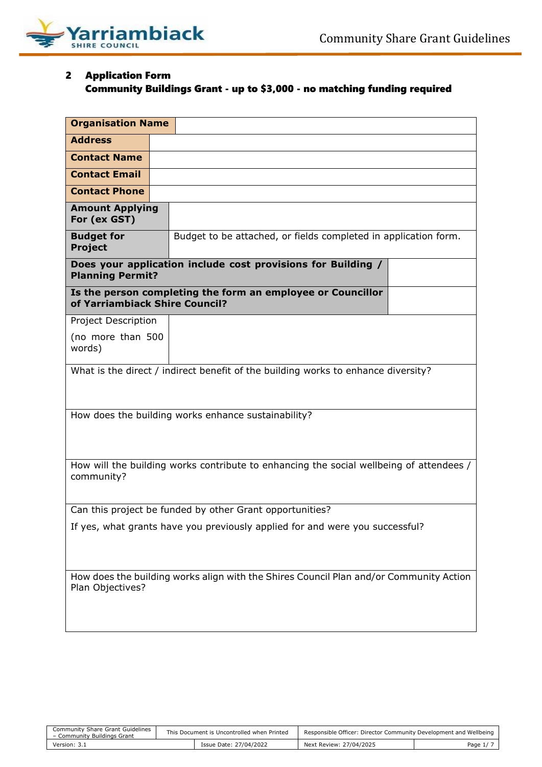## 2 Application Form

**Community Buildings Grant - up to $3,000 - no matching funding required**

| | |
|---|---|
| **Organisation Name** | |
| **Address** | |
| **Contact Name** | |
| **Contact Email** | |
| **Contact Phone** | |
| **Amount Applying For (ex GST)** | |
| **Budget for Project** | Budget to be attached, or fields completed in application form. |
| **Does your application include cost provisions for Building / Planning Permit?** | |
| **Is the person completing the form an employee or Councillor of Yarriambiack Shire Council?** | |
| Project Description (no more than 500 words) | |
| What is the direct / indirect benefit of the building works to enhance diversity? | |
| How does the building works enhance sustainability? | |
| How will the building works contribute to enhancing the social wellbeing of attendees / community? | |
| Can this project be funded by other Grant opportunities? If yes, what grants have you previously applied for and were you successful? | |
| How does the building works align with the Shires Council Plan and/or Community Action Plan Objectives? | |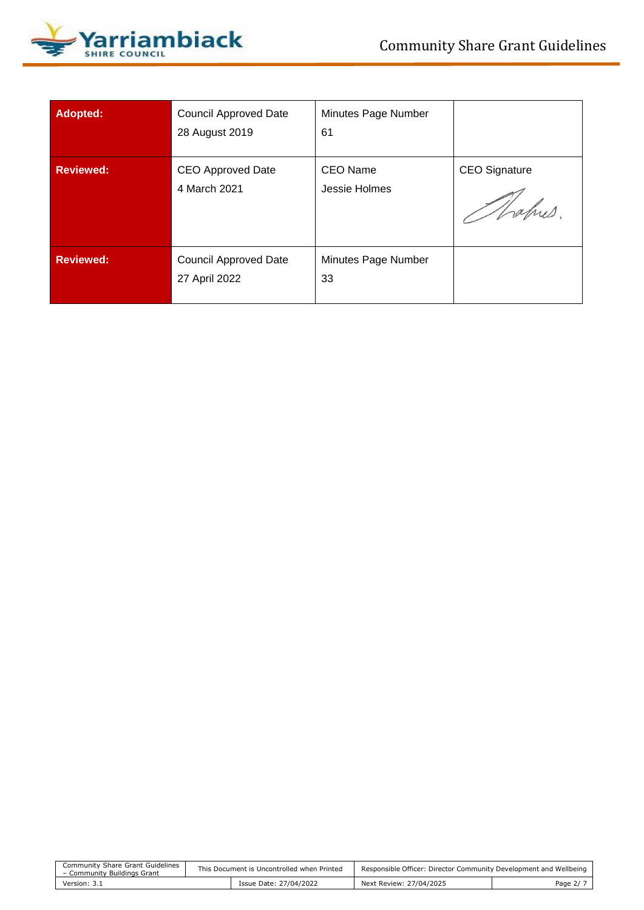| | | | |
|---|---|---|---|
| **Adopted:** | Council Approved Date<br>28 August 2019 | Minutes Page Number<br>61 | |
| **Reviewed:** | CEO Approved Date<br>4 March 2021 | CEO Name<br>Jessie Holmes | CEO Signature<br>*[signature]* |
| **Reviewed:** | Council Approved Date<br>27 April 2022 | Minutes Page Number<br>33 | |